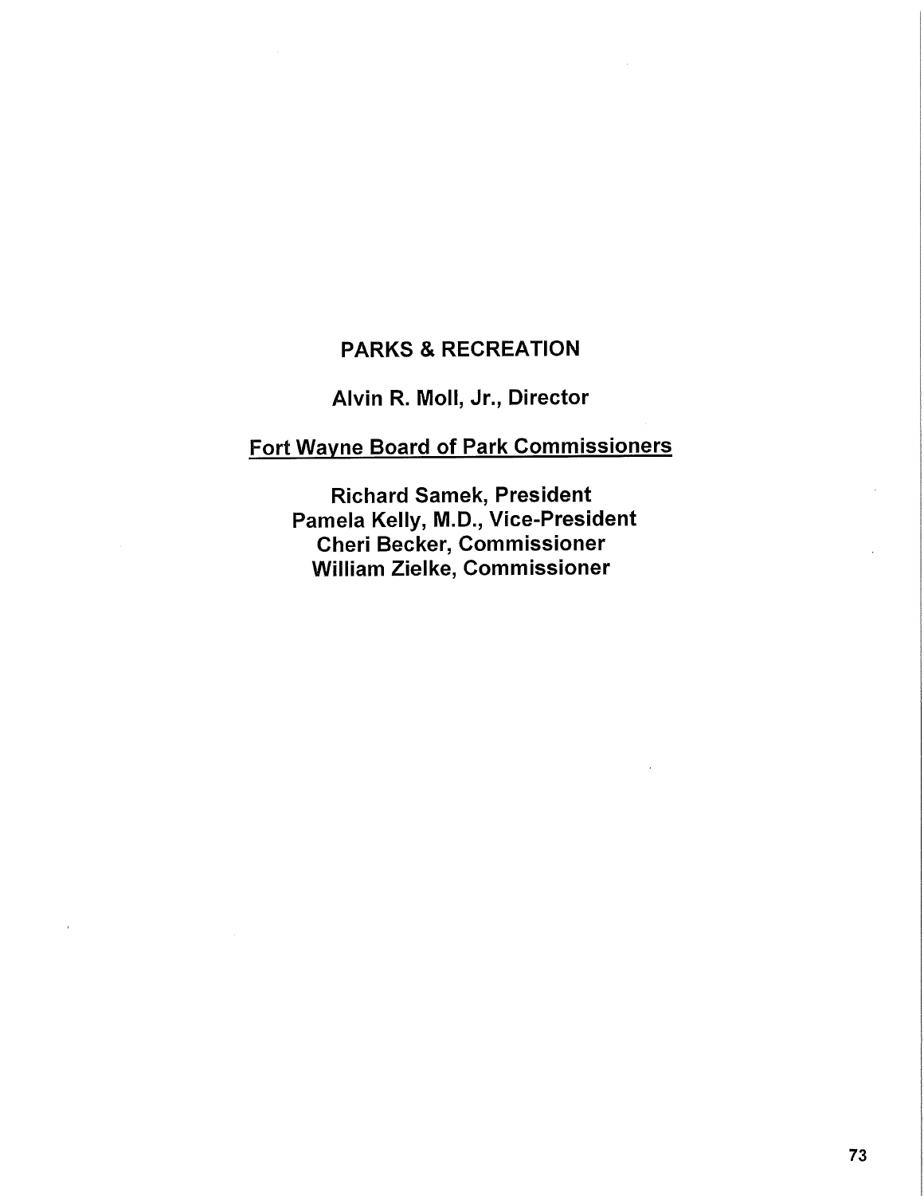# PARKS & RECREATION

**Alvin R. Moll, Jr., Director**

**<u>Fort Wayne Board of Park Commissioners</u>**

**Richard Samek, President**
**Pamela Kelly, M.D., Vice-President**
**Cheri Becker, Commissioner**
**William Zielke, Commissioner**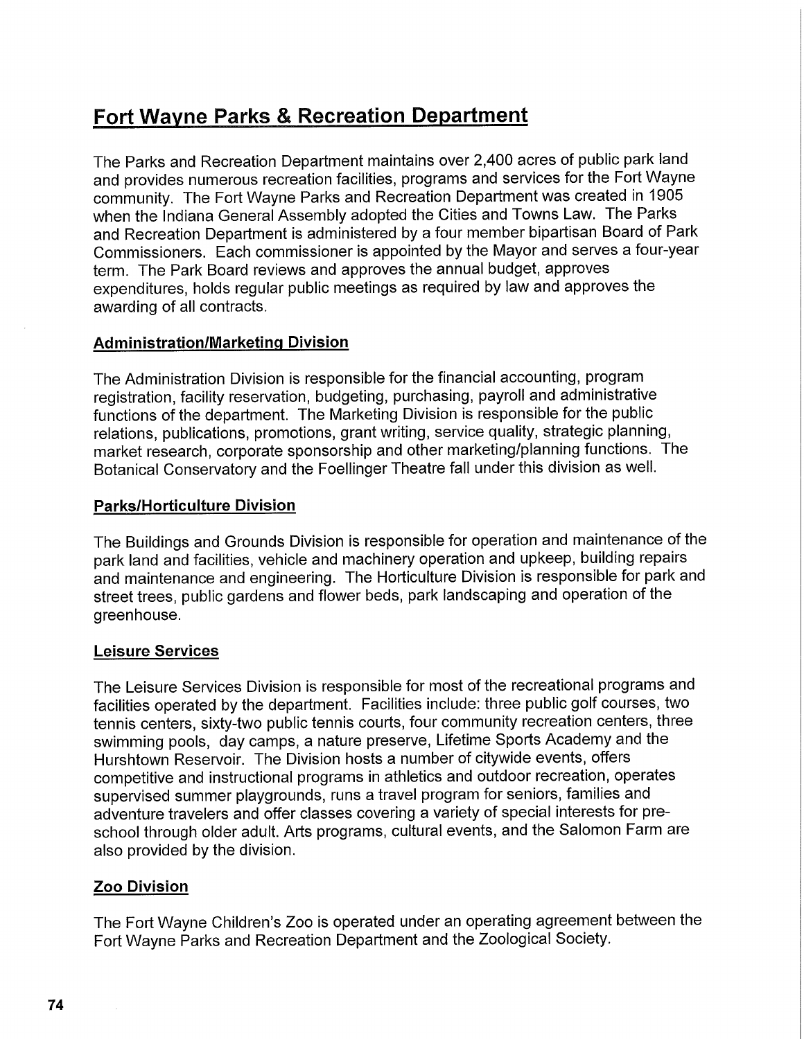# Fort Wayne Parks & Recreation Department

The Parks and Recreation Department maintains over 2,400 acres of public park land and provides numerous recreation facilities, programs and services for the Fort Wayne community. The Fort Wayne Parks and Recreation Department was created in 1905 when the Indiana General Assembly adopted the Cities and Towns Law. The Parks and Recreation Department is administered by a four member bipartisan Board of Park Commissioners. Each commissioner is appointed by the Mayor and serves a four-year term. The Park Board reviews and approves the annual budget, approves expenditures, holds regular public meetings as required by law and approves the awarding of all contracts.

## Administration/Marketing Division

The Administration Division is responsible for the financial accounting, program registration, facility reservation, budgeting, purchasing, payroll and administrative functions of the department. The Marketing Division is responsible for the public relations, publications, promotions, grant writing, service quality, strategic planning, market research, corporate sponsorship and other marketing/planning functions. The Botanical Conservatory and the Foellinger Theatre fall under this division as well.

## Parks/Horticulture Division

The Buildings and Grounds Division is responsible for operation and maintenance of the park land and facilities, vehicle and machinery operation and upkeep, building repairs and maintenance and engineering. The Horticulture Division is responsible for park and street trees, public gardens and flower beds, park landscaping and operation of the greenhouse.

## Leisure Services

The Leisure Services Division is responsible for most of the recreational programs and facilities operated by the department. Facilities include: three public golf courses, two tennis centers, sixty-two public tennis courts, four community recreation centers, three swimming pools, day camps, a nature preserve, Lifetime Sports Academy and the Hurshtown Reservoir. The Division hosts a number of citywide events, offers competitive and instructional programs in athletics and outdoor recreation, operates supervised summer playgrounds, runs a travel program for seniors, families and adventure travelers and offer classes covering a variety of special interests for pre-school through older adult. Arts programs, cultural events, and the Salomon Farm are also provided by the division.

## Zoo Division

The Fort Wayne Children's Zoo is operated under an operating agreement between the Fort Wayne Parks and Recreation Department and the Zoological Society.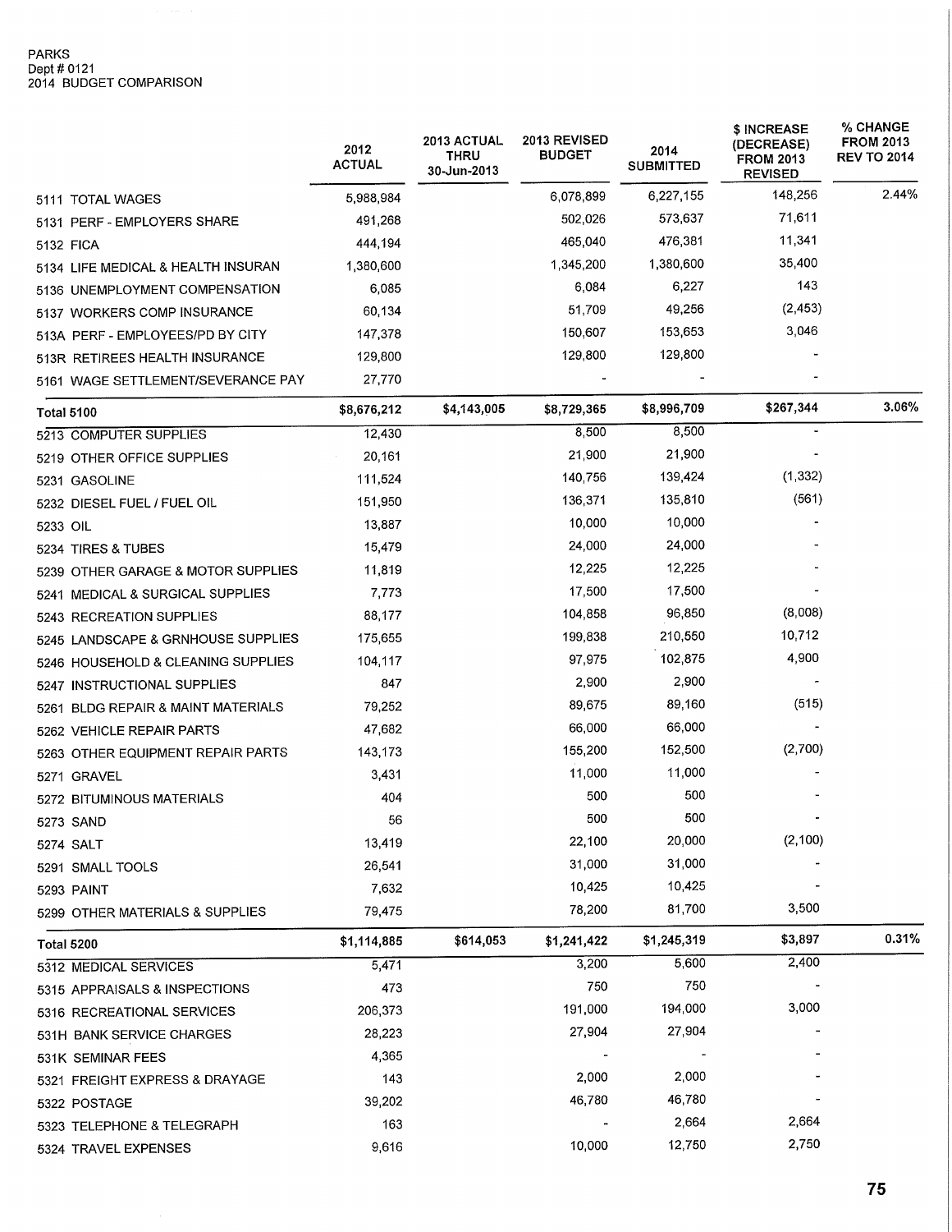PARKS
Dept # 0121
2014 BUDGET COMPARISON

| | 2012 ACTUAL | 2013 ACTUAL THRU 30-Jun-2013 | 2013 REVISED BUDGET | 2014 SUBMITTED | $ INCREASE (DECREASE) FROM 2013 REVISED | % CHANGE FROM 2013 REV TO 2014 |
|---|---|---|---|---|---|---|
| 5111 TOTAL WAGES | 5,988,984 | | 6,078,899 | 6,227,155 | 148,256 | 2.44% |
| 5131 PERF - EMPLOYERS SHARE | 491,268 | | 502,026 | 573,637 | 71,611 | |
| 5132 FICA | 444,194 | | 465,040 | 476,381 | 11,341 | |
| 5134 LIFE MEDICAL & HEALTH INSURAN | 1,380,600 | | 1,345,200 | 1,380,600 | 35,400 | |
| 5136 UNEMPLOYMENT COMPENSATION | 6,085 | | 6,084 | 6,227 | 143 | |
| 5137 WORKERS COMP INSURANCE | 60,134 | | 51,709 | 49,256 | (2,453) | |
| 513A PERF - EMPLOYEES/PD BY CITY | 147,378 | | 150,607 | 153,653 | 3,046 | |
| 513R RETIREES HEALTH INSURANCE | 129,800 | | 129,800 | 129,800 | - | |
| 5161 WAGE SETTLEMENT/SEVERANCE PAY | 27,770 | | - | - | - | |
| **Total 5100** | **$8,676,212** | **$4,143,005** | **$8,729,365** | **$8,996,709** | **$267,344** | **3.06%** |
| 5213 COMPUTER SUPPLIES | 12,430 | | 8,500 | 8,500 | - | |
| 5219 OTHER OFFICE SUPPLIES | 20,161 | | 21,900 | 21,900 | - | |
| 5231 GASOLINE | 111,524 | | 140,756 | 139,424 | (1,332) | |
| 5232 DIESEL FUEL / FUEL OIL | 151,950 | | 136,371 | 135,810 | (561) | |
| 5233 OIL | 13,887 | | 10,000 | 10,000 | - | |
| 5234 TIRES & TUBES | 15,479 | | 24,000 | 24,000 | - | |
| 5239 OTHER GARAGE & MOTOR SUPPLIES | 11,819 | | 12,225 | 12,225 | - | |
| 5241 MEDICAL & SURGICAL SUPPLIES | 7,773 | | 17,500 | 17,500 | - | |
| 5243 RECREATION SUPPLIES | 88,177 | | 104,858 | 96,850 | (8,008) | |
| 5245 LANDSCAPE & GRNHOUSE SUPPLIES | 175,655 | | 199,838 | 210,550 | 10,712 | |
| 5246 HOUSEHOLD & CLEANING SUPPLIES | 104,117 | | 97,975 | 102,875 | 4,900 | |
| 5247 INSTRUCTIONAL SUPPLIES | 847 | | 2,900 | 2,900 | - | |
| 5261 BLDG REPAIR & MAINT MATERIALS | 79,252 | | 89,675 | 89,160 | (515) | |
| 5262 VEHICLE REPAIR PARTS | 47,682 | | 66,000 | 66,000 | - | |
| 5263 OTHER EQUIPMENT REPAIR PARTS | 143,173 | | 155,200 | 152,500 | (2,700) | |
| 5271 GRAVEL | 3,431 | | 11,000 | 11,000 | - | |
| 5272 BITUMINOUS MATERIALS | 404 | | 500 | 500 | - | |
| 5273 SAND | 56 | | 500 | 500 | - | |
| 5274 SALT | 13,419 | | 22,100 | 20,000 | (2,100) | |
| 5291 SMALL TOOLS | 26,541 | | 31,000 | 31,000 | - | |
| 5293 PAINT | 7,632 | | 10,425 | 10,425 | - | |
| 5299 OTHER MATERIALS & SUPPLIES | 79,475 | | 78,200 | 81,700 | 3,500 | |
| **Total 5200** | **$1,114,885** | **$614,053** | **$1,241,422** | **$1,245,319** | **$3,897** | **0.31%** |
| 5312 MEDICAL SERVICES | 5,471 | | 3,200 | 5,600 | 2,400 | |
| 5315 APPRAISALS & INSPECTIONS | 473 | | 750 | 750 | - | |
| 5316 RECREATIONAL SERVICES | 206,373 | | 191,000 | 194,000 | 3,000 | |
| 531H BANK SERVICE CHARGES | 28,223 | | 27,904 | 27,904 | - | |
| 531K SEMINAR FEES | 4,365 | | - | - | - | |
| 5321 FREIGHT EXPRESS & DRAYAGE | 143 | | 2,000 | 2,000 | - | |
| 5322 POSTAGE | 39,202 | | 46,780 | 46,780 | - | |
| 5323 TELEPHONE & TELEGRAPH | 163 | | - | 2,664 | 2,664 | |
| 5324 TRAVEL EXPENSES | 9,616 | | 10,000 | 12,750 | 2,750 | |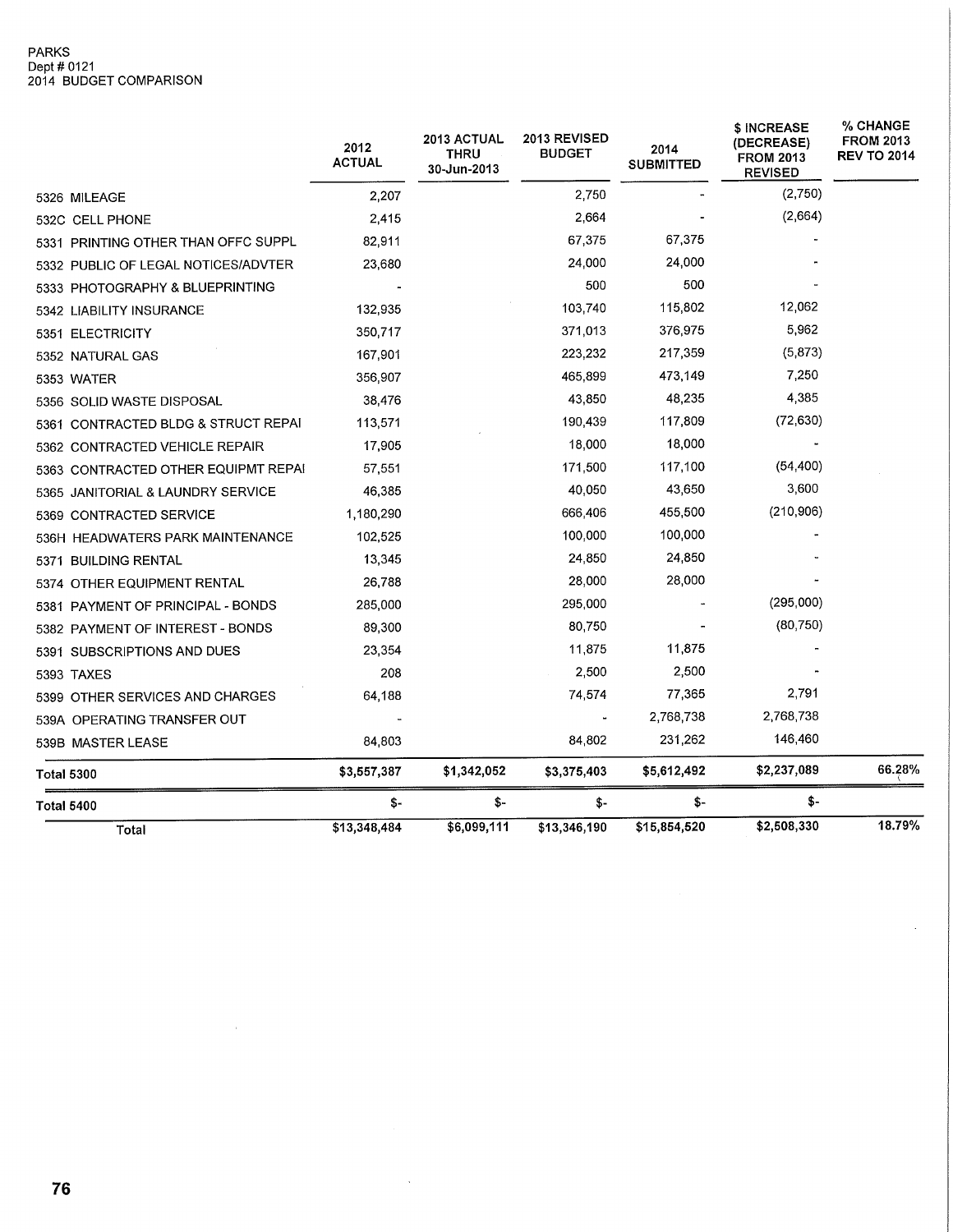PARKS
Dept # 0121
2014 BUDGET COMPARISON

| | 2012 ACTUAL | 2013 ACTUAL THRU 30-Jun-2013 | 2013 REVISED BUDGET | 2014 SUBMITTED | $ INCREASE (DECREASE) FROM 2013 REVISED | % CHANGE FROM 2013 REV TO 2014 |
|---|---|---|---|---|---|---|
| 5326 MILEAGE | 2,207 | | 2,750 | - | (2,750) | |
| 532C CELL PHONE | 2,415 | | 2,664 | - | (2,664) | |
| 5331 PRINTING OTHER THAN OFFC SUPPL | 82,911 | | 67,375 | 67,375 | - | |
| 5332 PUBLIC OF LEGAL NOTICES/ADVTER | 23,680 | | 24,000 | 24,000 | - | |
| 5333 PHOTOGRAPHY & BLUEPRINTING | - | | 500 | 500 | - | |
| 5342 LIABILITY INSURANCE | 132,935 | | 103,740 | 115,802 | 12,062 | |
| 5351 ELECTRICITY | 350,717 | | 371,013 | 376,975 | 5,962 | |
| 5352 NATURAL GAS | 167,901 | | 223,232 | 217,359 | (5,873) | |
| 5353 WATER | 356,907 | | 465,899 | 473,149 | 7,250 | |
| 5356 SOLID WASTE DISPOSAL | 38,476 | | 43,850 | 48,235 | 4,385 | |
| 5361 CONTRACTED BLDG & STRUCT REPAI | 113,571 | | 190,439 | 117,809 | (72,630) | |
| 5362 CONTRACTED VEHICLE REPAIR | 17,905 | | 18,000 | 18,000 | - | |
| 5363 CONTRACTED OTHER EQUIPMT REPAI | 57,551 | | 171,500 | 117,100 | (54,400) | |
| 5365 JANITORIAL & LAUNDRY SERVICE | 46,385 | | 40,050 | 43,650 | 3,600 | |
| 5369 CONTRACTED SERVICE | 1,180,290 | | 666,406 | 455,500 | (210,906) | |
| 536H HEADWATERS PARK MAINTENANCE | 102,525 | | 100,000 | 100,000 | - | |
| 5371 BUILDING RENTAL | 13,345 | | 24,850 | 24,850 | - | |
| 5374 OTHER EQUIPMENT RENTAL | 26,788 | | 28,000 | 28,000 | - | |
| 5381 PAYMENT OF PRINCIPAL - BONDS | 285,000 | | 295,000 | - | (295,000) | |
| 5382 PAYMENT OF INTEREST - BONDS | 89,300 | | 80,750 | - | (80,750) | |
| 5391 SUBSCRIPTIONS AND DUES | 23,354 | | 11,875 | 11,875 | - | |
| 5393 TAXES | 208 | | 2,500 | 2,500 | - | |
| 5399 OTHER SERVICES AND CHARGES | 64,188 | | 74,574 | 77,365 | 2,791 | |
| 539A OPERATING TRANSFER OUT | - | | - | 2,768,738 | 2,768,738 | |
| 539B MASTER LEASE | 84,803 | | 84,802 | 231,262 | 146,460 | |
| **Total 5300** | **$3,557,387** | **$1,342,052** | **$3,375,403** | **$5,612,492** | **$2,237,089** | **66.28%** |
| **Total 5400** | **$-** | **$-** | **$-** | **$-** | **$-** | |
| Total | $13,348,484 | $6,099,111 | $13,346,190 | $15,854,520 | $2,508,330 | 18.79% |